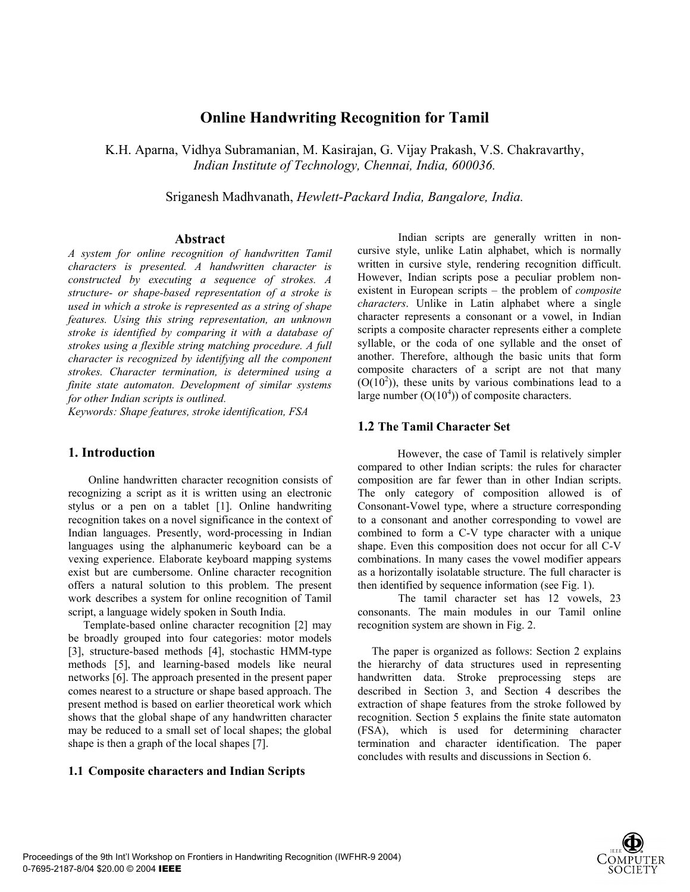# Online Handwriting Recognition for Tamil

K.H. Aparna, Vidhya Subramanian, M. Kasirajan, G. Vijay Prakash, V.S. Chakravarthy,
*Indian Institute of Technology, Chennai, India, 600036.*

Sriganesh Madhvanath, *Hewlett-Packard India, Bangalore, India.*

## Abstract

*A system for online recognition of handwritten Tamil characters is presented. A handwritten character is constructed by executing a sequence of strokes. A structure- or shape-based representation of a stroke is used in which a stroke is represented as a string of shape features. Using this string representation, an unknown stroke is identified by comparing it with a database of strokes using a flexible string matching procedure. A full character is recognized by identifying all the component strokes. Character termination, is determined using a finite state automaton. Development of similar systems for other Indian scripts is outlined.*

*Keywords: Shape features, stroke identification, FSA*

## 1. Introduction

Online handwritten character recognition consists of recognizing a script as it is written using an electronic stylus or a pen on a tablet [1]. Online handwriting recognition takes on a novel significance in the context of Indian languages. Presently, word-processing in Indian languages using the alphanumeric keyboard can be a vexing experience. Elaborate keyboard mapping systems exist but are cumbersome. Online character recognition offers a natural solution to this problem. The present work describes a system for online recognition of Tamil script, a language widely spoken in South India.

Template-based online character recognition [2] may be broadly grouped into four categories: motor models [3], structure-based methods [4], stochastic HMM-type methods [5], and learning-based models like neural networks [6]. The approach presented in the present paper comes nearest to a structure or shape based approach. The present method is based on earlier theoretical work which shows that the global shape of any handwritten character may be reduced to a small set of local shapes; the global shape is then a graph of the local shapes [7].

### 1.1 Composite characters and Indian Scripts

Indian scripts are generally written in non-cursive style, unlike Latin alphabet, which is normally written in cursive style, rendering recognition difficult. However, Indian scripts pose a peculiar problem non-existent in European scripts – the problem of *composite characters*. Unlike in Latin alphabet where a single character represents a consonant or a vowel, in Indian scripts a composite character represents either a complete syllable, or the coda of one syllable and the onset of another. Therefore, although the basic units that form composite characters of a script are not that many ($O(10^2)$), these units by various combinations lead to a large number ($O(10^4)$) of composite characters.

### 1.2 The Tamil Character Set

However, the case of Tamil is relatively simpler compared to other Indian scripts: the rules for character composition are far fewer than in other Indian scripts. The only category of composition allowed is of Consonant-Vowel type, where a structure corresponding to a consonant and another corresponding to vowel are combined to form a C-V type character with a unique shape. Even this composition does not occur for all C-V combinations. In many cases the vowel modifier appears as a horizontally isolatable structure. The full character is then identified by sequence information (see Fig. 1).

The tamil character set has 12 vowels, 23 consonants. The main modules in our Tamil online recognition system are shown in Fig. 2.

The paper is organized as follows: Section 2 explains the hierarchy of data structures used in representing handwritten data. Stroke preprocessing steps are described in Section 3, and Section 4 describes the extraction of shape features from the stroke followed by recognition. Section 5 explains the finite state automaton (FSA), which is used for determining character termination and character identification. The paper concludes with results and discussions in Section 6.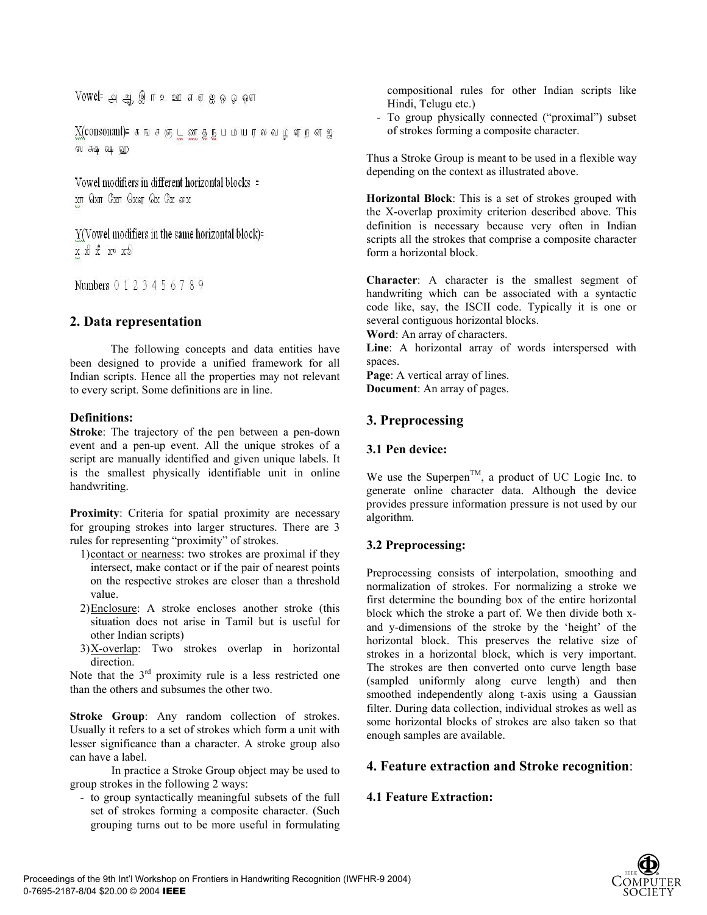Vowel= அ ஆ இ ஈ உ ஊ எ ஏ ஐ ஒ ஓ ஔ

X(consonant)= க ங ச ஞ ட ண த ந ப ம ய ர ல வ ழ ள ற ன ஜ ஷ க்ஷ ஷ ஹ

Vowel modifiers in different horizontal blocks = ா ொ ோ ௌ ெ ே ை

Y(Vowel modifiers in the same horizontal block)= ி ீ ு ூ

Numbers 0 1 2 3 4 5 6 7 8 9

## 2. Data representation

The following concepts and data entities have been designed to provide a unified framework for all Indian scripts. Hence all the properties may not relevant to every script. Some definitions are in line.

### Definitions:

**Stroke**: The trajectory of the pen between a pen-down event and a pen-up event. All the unique strokes of a script are manually identified and given unique labels. It is the smallest physically identifiable unit in online handwriting.

**Proximity**: Criteria for spatial proximity are necessary for grouping strokes into larger structures. There are 3 rules for representing "proximity" of strokes.

1) contact or nearness: two strokes are proximal if they intersect, make contact or if the pair of nearest points on the respective strokes are closer than a threshold value.
2) Enclosure: A stroke encloses another stroke (this situation does not arise in Tamil but is useful for other Indian scripts)
3) X-overlap: Two strokes overlap in horizontal direction.

Note that the 3rd proximity rule is a less restricted one than the others and subsumes the other two.

**Stroke Group**: Any random collection of strokes. Usually it refers to a set of strokes which form a unit with lesser significance than a character. A stroke group also can have a label.

In practice a Stroke Group object may be used to group strokes in the following 2 ways:

- to group syntactically meaningful subsets of the full set of strokes forming a composite character. (Such grouping turns out to be more useful in formulating compositional rules for other Indian scripts like Hindi, Telugu etc.)
- To group physically connected ("proximal") subset of strokes forming a composite character.

Thus a Stroke Group is meant to be used in a flexible way depending on the context as illustrated above.

**Horizontal Block**: This is a set of strokes grouped with the X-overlap proximity criterion described above. This definition is necessary because very often in Indian scripts all the strokes that comprise a composite character form a horizontal block.

**Character**: A character is the smallest segment of handwriting which can be associated with a syntactic code like, say, the ISCII code. Typically it is one or several contiguous horizontal blocks.

**Word**: An array of characters.

**Line**: A horizontal array of words interspersed with spaces.

**Page**: A vertical array of lines.

**Document**: An array of pages.

## 3. Preprocessing

### 3.1 Pen device:

We use the Superpen™, a product of UC Logic Inc. to generate online character data. Although the device provides pressure information pressure is not used by our algorithm.

### 3.2 Preprocessing:

Preprocessing consists of interpolation, smoothing and normalization of strokes. For normalizing a stroke we first determine the bounding box of the entire horizontal block which the stroke a part of. We then divide both x- and y-dimensions of the stroke by the 'height' of the horizontal block. This preserves the relative size of strokes in a horizontal block, which is very important. The strokes are then converted onto curve length base (sampled uniformly along curve length) and then smoothed independently along t-axis using a Gaussian filter. During data collection, individual strokes as well as some horizontal blocks of strokes are also taken so that enough samples are available.

## 4. Feature extraction and Stroke recognition:

### 4.1 Feature Extraction: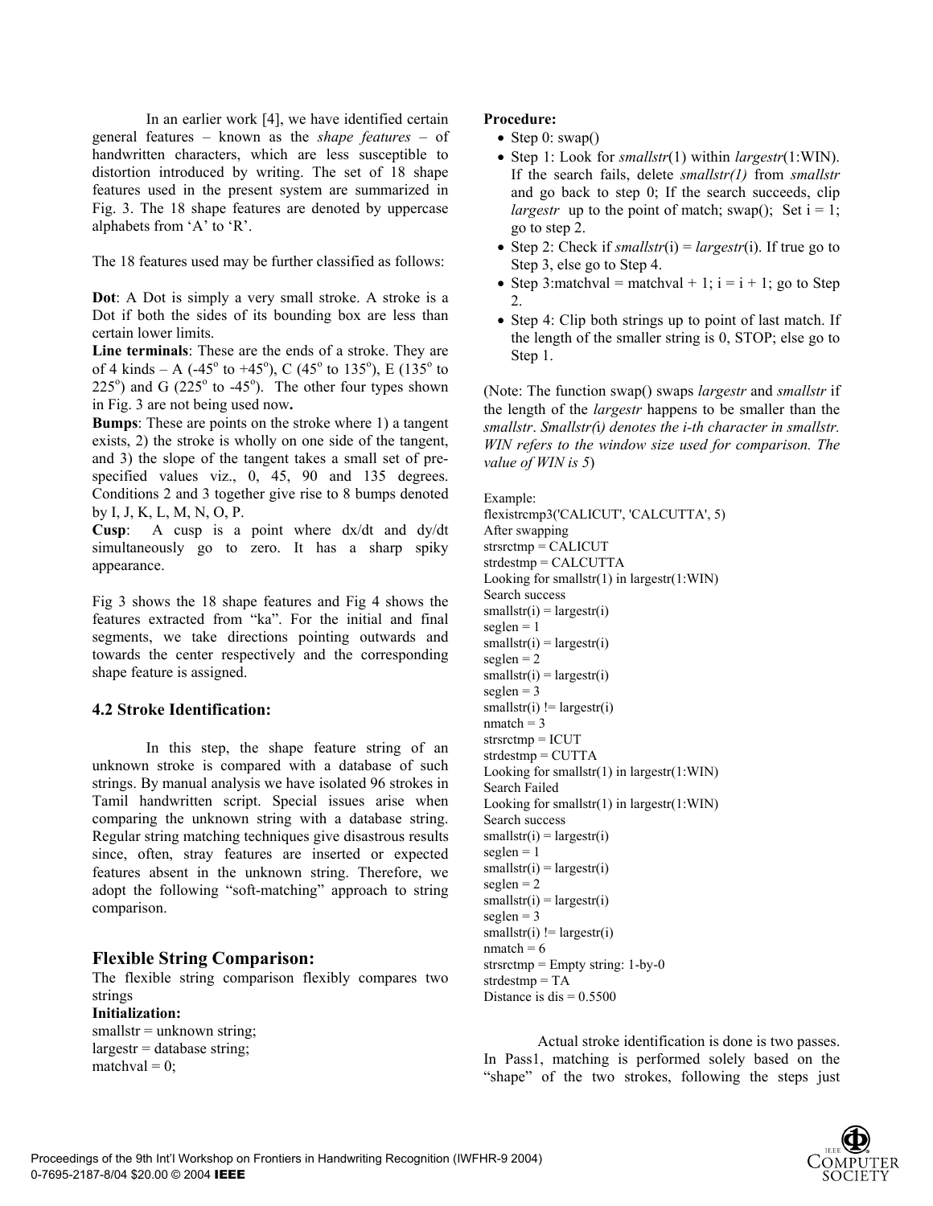In an earlier work [4], we have identified certain general features – known as the *shape features* – of handwritten characters, which are less susceptible to distortion introduced by writing. The set of 18 shape features used in the present system are summarized in Fig. 3. The 18 shape features are denoted by uppercase alphabets from 'A' to 'R'.

The 18 features used may be further classified as follows:

**Dot**: A Dot is simply a very small stroke. A stroke is a Dot if both the sides of its bounding box are less than certain lower limits.

**Line terminals**: These are the ends of a stroke. They are of 4 kinds – A ($-45^o$ to $+45^o$), C ($45^o$ to $135^o$), E ($135^o$ to $225^o$) and G ($225^o$ to $-45^o$). The other four types shown in Fig. 3 are not being used now**.**

**Bumps**: These are points on the stroke where 1) a tangent exists, 2) the stroke is wholly on one side of the tangent, and 3) the slope of the tangent takes a small set of pre-specified values viz., 0, 45, 90 and 135 degrees. Conditions 2 and 3 together give rise to 8 bumps denoted by I, J, K, L, M, N, O, P.

**Cusp**: A cusp is a point where dx/dt and dy/dt simultaneously go to zero. It has a sharp spiky appearance.

Fig 3 shows the 18 shape features and Fig 4 shows the features extracted from "ka". For the initial and final segments, we take directions pointing outwards and towards the center respectively and the corresponding shape feature is assigned.

### 4.2 Stroke Identification:

In this step, the shape feature string of an unknown stroke is compared with a database of such strings. By manual analysis we have isolated 96 strokes in Tamil handwritten script. Special issues arise when comparing the unknown string with a database string. Regular string matching techniques give disastrous results since, often, stray features are inserted or expected features absent in the unknown string. Therefore, we adopt the following "soft-matching" approach to string comparison.

## Flexible String Comparison:

The flexible string comparison flexibly compares two strings

**Initialization:**

smallstr = unknown string;
largestr = database string;
matchval = 0;

**Procedure:**

- Step 0: swap()
- Step 1: Look for *smallstr*(1) within *largestr*(1:WIN). If the search fails, delete *smallstr(1)* from *smallstr* and go back to step 0; If the search succeeds, clip *largestr* up to the point of match; swap(); Set i = 1; go to step 2.
- Step 2: Check if *smallstr*(i) = *largestr*(i). If true go to Step 3, else go to Step 4.
- Step 3:matchval = matchval + 1; i = i + 1; go to Step 2.
- Step 4: Clip both strings up to point of last match. If the length of the smaller string is 0, STOP; else go to Step 1.

(Note: The function swap() swaps *largestr* and *smallstr* if the length of the *largestr* happens to be smaller than the *smallstr*. *Smallstr(i) denotes the i-th character in smallstr. WIN refers to the window size used for comparison. The value of WIN is 5*)

```
Example:
flexistrcmp3('CALICUT', 'CALCUTTA', 5)
After swapping
strsrctmp = CALICUT
strdestmp = CALCUTTA
Looking for smallstr(1) in largestr(1:WIN)
Search success
smallstr(i) = largestr(i)
seglen = 1
smallstr(i) = largestr(i)
seglen = 2
smallstr(i) = largestr(i)
seglen = 3
smallstr(i) != largestr(i)
nmatch = 3
strsrctmp = ICUT
strdestmp = CUTTA
Looking for smallstr(1) in largestr(1:WIN)
Search Failed
Looking for smallstr(1) in largestr(1:WIN)
Search success
smallstr(i) = largestr(i)
seglen = 1
smallstr(i) = largestr(i)
seglen = 2
smallstr(i) = largestr(i)
seglen = 3
smallstr(i) != largestr(i)
nmatch = 6
strsrctmp = Empty string: 1-by-0
strdestmp = TA
Distance is dis = 0.5500
```

Actual stroke identification is done is two passes. In Pass1, matching is performed solely based on the "shape" of the two strokes, following the steps just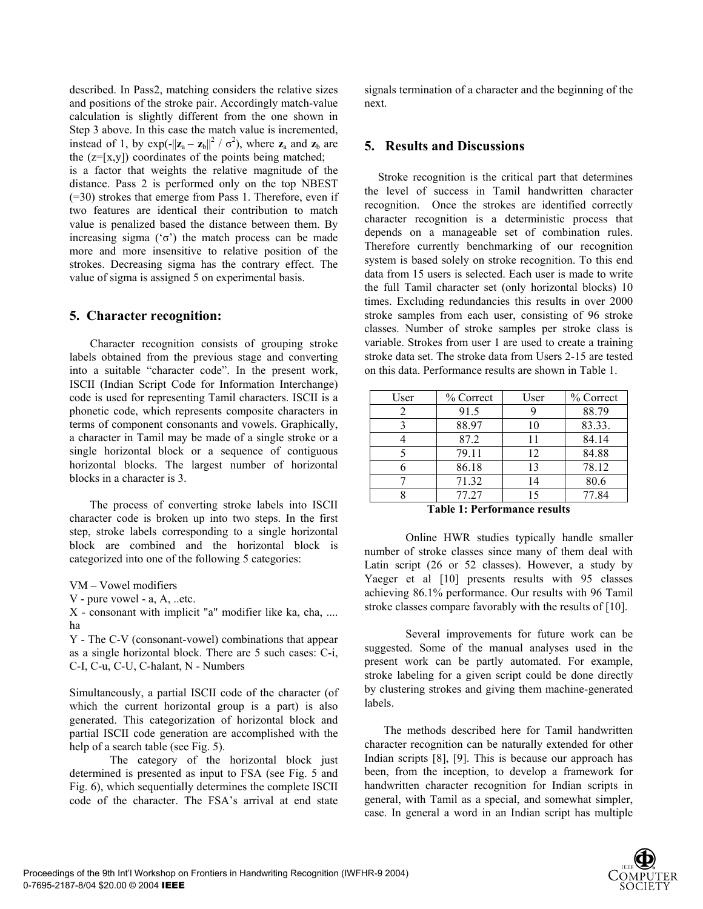described. In Pass2, matching considers the relative sizes and positions of the stroke pair. Accordingly match-value calculation is slightly different from the one shown in Step 3 above. In this case the match value is incremented, instead of 1, by $\exp(-||\mathbf{z}_a - \mathbf{z}_b||^2 / \sigma^2)$, where $\mathbf{z}_a$ and $\mathbf{z}_b$ are the ($z=[x,y]$) coordinates of the points being matched; is a factor that weights the relative magnitude of the distance. Pass 2 is performed only on the top NBEST (=30) strokes that emerge from Pass 1. Therefore, even if two features are identical their contribution to match value is penalized based the distance between them. By increasing sigma ('σ') the match process can be made more and more insensitive to relative position of the strokes. Decreasing sigma has the contrary effect. The value of sigma is assigned 5 on experimental basis.

## 5. Character recognition:

Character recognition consists of grouping stroke labels obtained from the previous stage and converting into a suitable "character code". In the present work, ISCII (Indian Script Code for Information Interchange) code is used for representing Tamil characters. ISCII is a phonetic code, which represents composite characters in terms of component consonants and vowels. Graphically, a character in Tamil may be made of a single stroke or a single horizontal block or a sequence of contiguous horizontal blocks. The largest number of horizontal blocks in a character is 3.

The process of converting stroke labels into ISCII character code is broken up into two steps. In the first step, stroke labels corresponding to a single horizontal block are combined and the horizontal block is categorized into one of the following 5 categories:

VM – Vowel modifiers
V - pure vowel - a, A, ..etc.
X - consonant with implicit "a" modifier like ka, cha, .... ha
Y - The C-V (consonant-vowel) combinations that appear as a single horizontal block. There are 5 such cases: C-i, C-I, C-u, C-U, C-halant, N - Numbers

Simultaneously, a partial ISCII code of the character (of which the current horizontal group is a part) is also generated. This categorization of horizontal block and partial ISCII code generation are accomplished with the help of a search table (see Fig. 5).

The category of the horizontal block just determined is presented as input to FSA (see Fig. 5 and Fig. 6), which sequentially determines the complete ISCII code of the character. The FSA's arrival at end state signals termination of a character and the beginning of the next.

## 5. Results and Discussions

Stroke recognition is the critical part that determines the level of success in Tamil handwritten character recognition. Once the strokes are identified correctly character recognition is a deterministic process that depends on a manageable set of combination rules. Therefore currently benchmarking of our recognition system is based solely on stroke recognition. To this end data from 15 users is selected. Each user is made to write the full Tamil character set (only horizontal blocks) 10 times. Excluding redundancies this results in over 2000 stroke samples from each user, consisting of 96 stroke classes. Number of stroke samples per stroke class is variable. Strokes from user 1 are used to create a training stroke data set. The stroke data from Users 2-15 are tested on this data. Performance results are shown in Table 1.

| User | % Correct | User | % Correct |
|---|---|---|---|
| 2 | 91.5 | 9 | 88.79 |
| 3 | 88.97 | 10 | 83.33. |
| 4 | 87.2 | 11 | 84.14 |
| 5 | 79.11 | 12 | 84.88 |
| 6 | 86.18 | 13 | 78.12 |
| 7 | 71.32 | 14 | 80.6 |
| 8 | 77.27 | 15 | 77.84 |

**Table 1: Performance results**

Online HWR studies typically handle smaller number of stroke classes since many of them deal with Latin script (26 or 52 classes). However, a study by Yaeger et al [10] presents results with 95 classes achieving 86.1% performance. Our results with 96 Tamil stroke classes compare favorably with the results of [10].

Several improvements for future work can be suggested. Some of the manual analyses used in the present work can be partly automated. For example, stroke labeling for a given script could be done directly by clustering strokes and giving them machine-generated labels.

The methods described here for Tamil handwritten character recognition can be naturally extended for other Indian scripts [8], [9]. This is because our approach has been, from the inception, to develop a framework for handwritten character recognition for Indian scripts in general, with Tamil as a special, and somewhat simpler, case. In general a word in an Indian script has multiple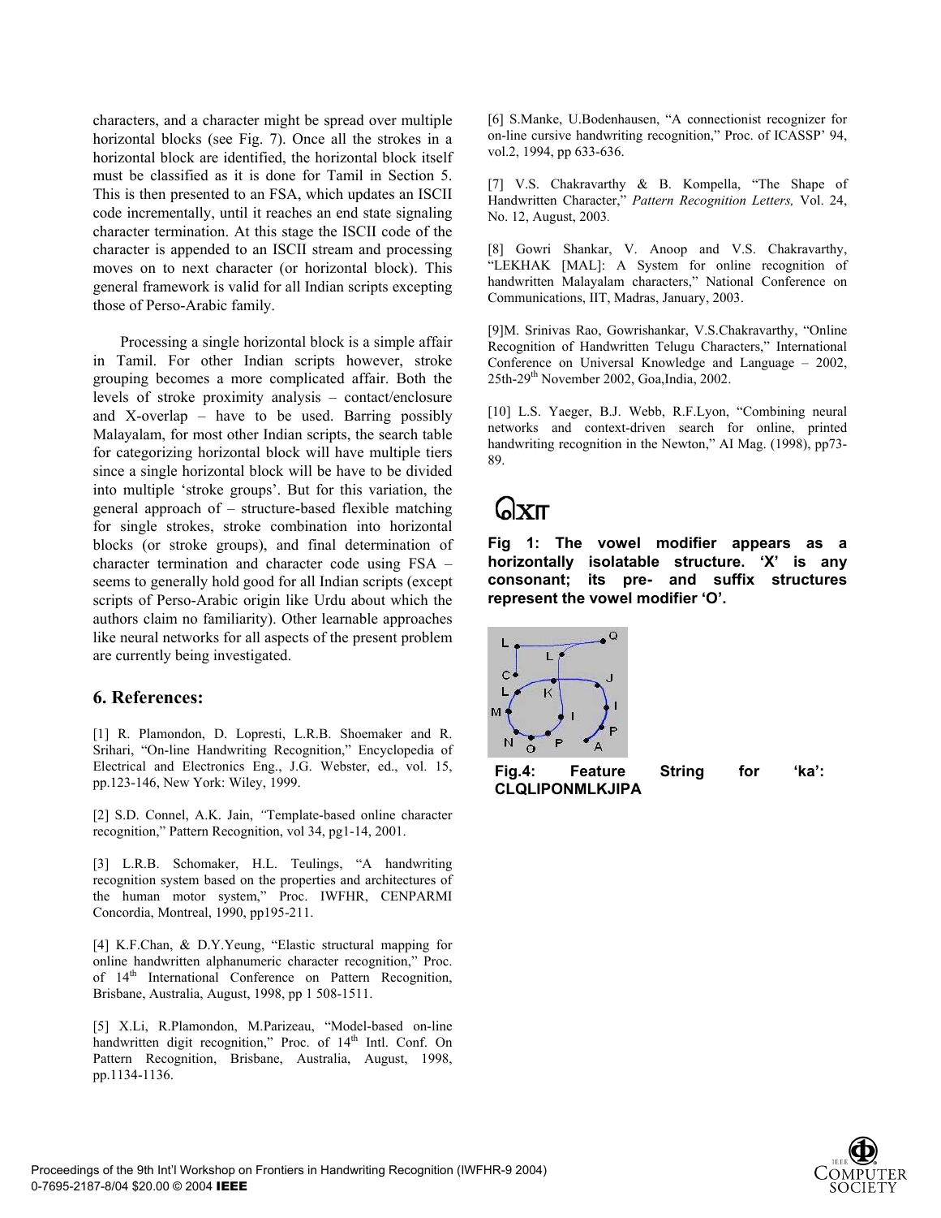characters, and a character might be spread over multiple horizontal blocks (see Fig. 7). Once all the strokes in a horizontal block are identified, the horizontal block itself must be classified as it is done for Tamil in Section 5. This is then presented to an FSA, which updates an ISCII code incrementally, until it reaches an end state signaling character termination. At this stage the ISCII code of the character is appended to an ISCII stream and processing moves on to next character (or horizontal block). This general framework is valid for all Indian scripts excepting those of Perso-Arabic family.

Processing a single horizontal block is a simple affair in Tamil. For other Indian scripts however, stroke grouping becomes a more complicated affair. Both the levels of stroke proximity analysis – contact/enclosure and X-overlap – have to be used. Barring possibly Malayalam, for most other Indian scripts, the search table for categorizing horizontal block will have multiple tiers since a single horizontal block will be have to be divided into multiple 'stroke groups'. But for this variation, the general approach of – structure-based flexible matching for single strokes, stroke combination into horizontal blocks (or stroke groups), and final determination of character termination and character code using FSA – seems to generally hold good for all Indian scripts (except scripts of Perso-Arabic origin like Urdu about which the authors claim no familiarity). Other learnable approaches like neural networks for all aspects of the present problem are currently being investigated.

## 6. References:

[1] R. Plamondon, D. Lopresti, L.R.B. Shoemaker and R. Srihari, "On-line Handwriting Recognition," Encyclopedia of Electrical and Electronics Eng., J.G. Webster, ed., vol. 15, pp.123-146, New York: Wiley, 1999.

[2] S.D. Connel, A.K. Jain, *"*Template-based online character recognition," Pattern Recognition, vol 34, pg1-14, 2001.

[3] L.R.B. Schomaker, H.L. Teulings, "A handwriting recognition system based on the properties and architectures of the human motor system," Proc. IWFHR, CENPARMI Concordia, Montreal, 1990, pp195-211.

[4] K.F.Chan, & D.Y.Yeung, "Elastic structural mapping for online handwritten alphanumeric character recognition," Proc. of 14th International Conference on Pattern Recognition, Brisbane, Australia, August, 1998, pp 1 508-1511.

[5] X.Li, R.Plamondon, M.Parizeau, "Model-based on-line handwritten digit recognition," Proc. of 14th Intl. Conf. On Pattern Recognition, Brisbane, Australia, August, 1998, pp.1134-1136.

[6] S.Manke, U.Bodenhausen, "A connectionist recognizer for on-line cursive handwriting recognition," Proc. of ICASSP' 94, vol.2, 1994, pp 633-636.

[7] V.S. Chakravarthy & B. Kompella, "The Shape of Handwritten Character," *Pattern Recognition Letters,* Vol. 24, No. 12, August, 2003.

[8] Gowri Shankar, V. Anoop and V.S. Chakravarthy, "LEKHAK [MAL]: A System for online recognition of handwritten Malayalam characters," National Conference on Communications, IIT, Madras, January, 2003.

[9]M. Srinivas Rao, Gowrishankar, V.S.Chakravarthy, "Online Recognition of Handwritten Telugu Characters," International Conference on Universal Knowledge and Language – 2002, 25th-29th November 2002, Goa,India, 2002.

[10] L.S. Yaeger, B.J. Webb, R.F.Lyon, "Combining neural networks and context-driven search for online, printed handwriting recognition in the Newton," AI Mag. (1998), pp73-89.

**Fig 1: The vowel modifier appears as a horizontally isolatable structure. 'X' is any consonant; its pre- and suffix structures represent the vowel modifier 'O'.**

**Fig.4: Feature String for 'ka': CLQLIPONMLKJIPA**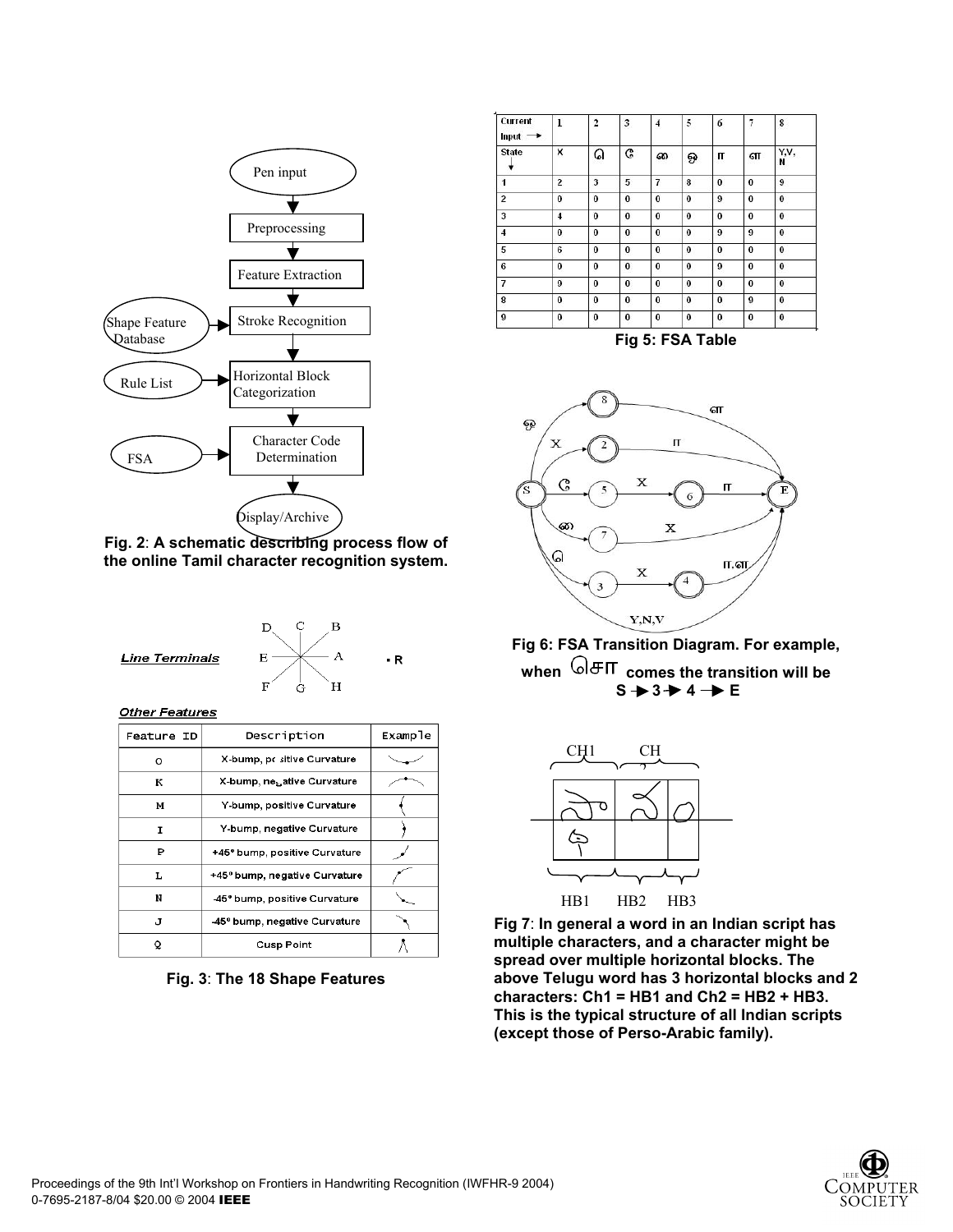Pen input

Preprocessing

Feature Extraction

Shape Feature Database

Stroke Recognition

Rule List

Horizontal Block Categorization

FSA

Character Code Determination

Display/Archive

**Fig. 2**: **A schematic describing process flow of the online Tamil character recognition system.**

*Line Terminals*

D C B
E A
F G H

• R

*Other Features*

| Feature ID | Description | Example |
|---|---|---|
| O | X-bump, positive Curvature | |
| K | X-bump, negative Curvature | |
| M | Y-bump, positive Curvature | |
| I | Y-bump, negative Curvature | |
| P | +45° bump, positive Curvature | |
| L | +45° bump, negative Curvature | |
| N | -45° bump, positive Curvature | |
| J | -45° bump, negative Curvature | |
| Q | Cusp Point | |

**Fig. 3**: **The 18 Shape Features**

| Current Input → | 1 | 2 | 3 | 4 | 5 | 6 | 7 | 8 |
|---|---|---|---|---|---|---|---|---|
| State ↓ | X | ெ | ே | ை | ஒ | ா | ள | Y,V, N |
| 1 | 2 | 3 | 5 | 7 | 8 | 0 | 0 | 9 |
| 2 | 0 | 0 | 0 | 0 | 0 | 9 | 0 | 0 |
| 3 | 4 | 0 | 0 | 0 | 0 | 0 | 0 | 0 |
| 4 | 0 | 0 | 0 | 0 | 0 | 9 | 9 | 0 |
| 5 | 6 | 0 | 0 | 0 | 0 | 0 | 0 | 0 |
| 6 | 0 | 0 | 0 | 0 | 0 | 9 | 0 | 0 |
| 7 | 9 | 0 | 0 | 0 | 0 | 0 | 0 | 0 |
| 8 | 0 | 0 | 0 | 0 | 0 | 0 | 9 | 0 |
| 9 | 0 | 0 | 0 | 0 | 0 | 0 | 0 | 0 |

**Fig 5: FSA Table**

S 8 2 5 6 7 3 4 E

ஒ X ே ை ெ X X X ா ள ா ா,ள Y,N,V

**Fig 6: FSA Transition Diagram. For example, when** சொ **comes the transition will be S → 3 → 4 → E**

CH1 CH2

HB1 HB2 HB3

**Fig 7**: **In general a word in an Indian script has multiple characters, and a character might be spread over multiple horizontal blocks. The above Telugu word has 3 horizontal blocks and 2 characters: Ch1 = HB1 and Ch2 = HB2 + HB3. This is the typical structure of all Indian scripts (except those of Perso-Arabic family).**